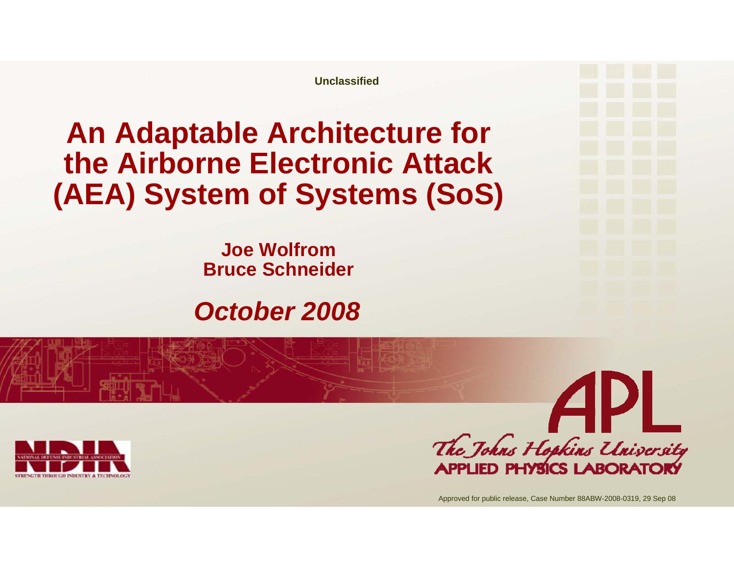Unclassified

# An Adaptable Architecture for the Airborne Electronic Attack (AEA) System of Systems (SoS)

**Joe Wolfrom**
**Bruce Schneider**

***October 2008***

NDIA — National Defense Industrial Association — Strength Through Industry & Technology

APL — The Johns Hopkins University Applied Physics Laboratory

Approved for public release, Case Number 88ABW-2008-0319, 29 Sep 08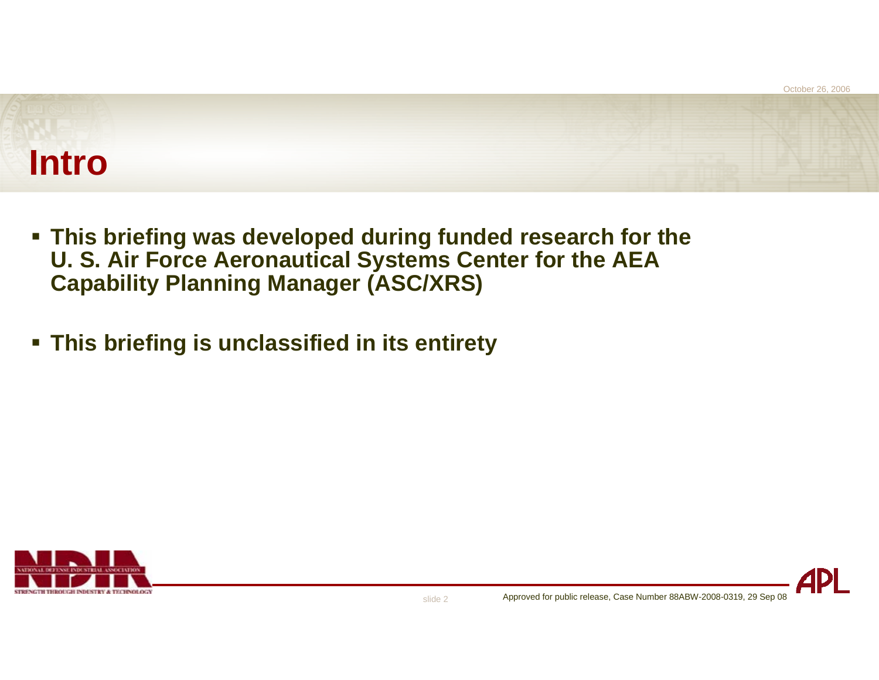# Intro

- **This briefing was developed during funded research for the U. S. Air Force Aeronautical Systems Center for the AEA Capability Planning Manager (ASC/XRS)**
- **This briefing is unclassified in its entirety**

Approved for public release, Case Number 88ABW-2008-0319, 29 Sep 08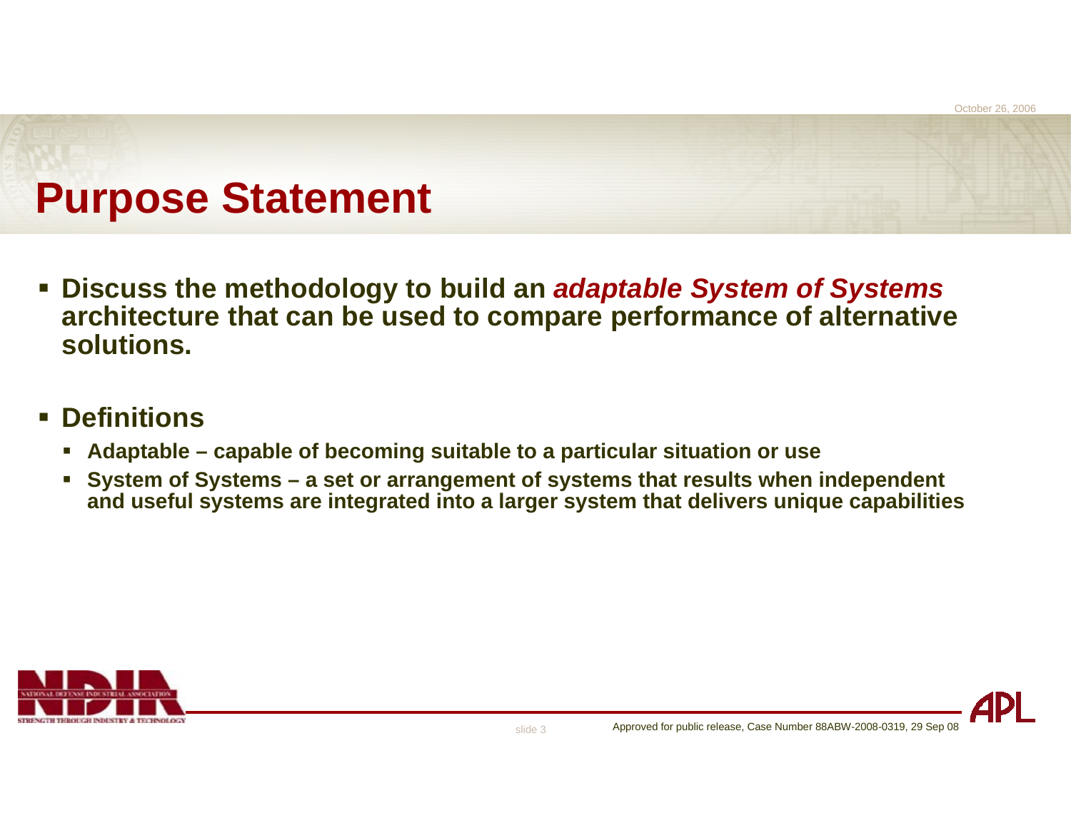# Purpose Statement

- **Discuss the methodology to build an *adaptable System of Systems* architecture that can be used to compare performance of alternative solutions.**

- **Definitions**
  - **Adaptable – capable of becoming suitable to a particular situation or use**
  - **System of Systems – a set or arrangement of systems that results when independent and useful systems are integrated into a larger system that delivers unique capabilities**

Approved for public release, Case Number 88ABW-2008-0319, 29 Sep 08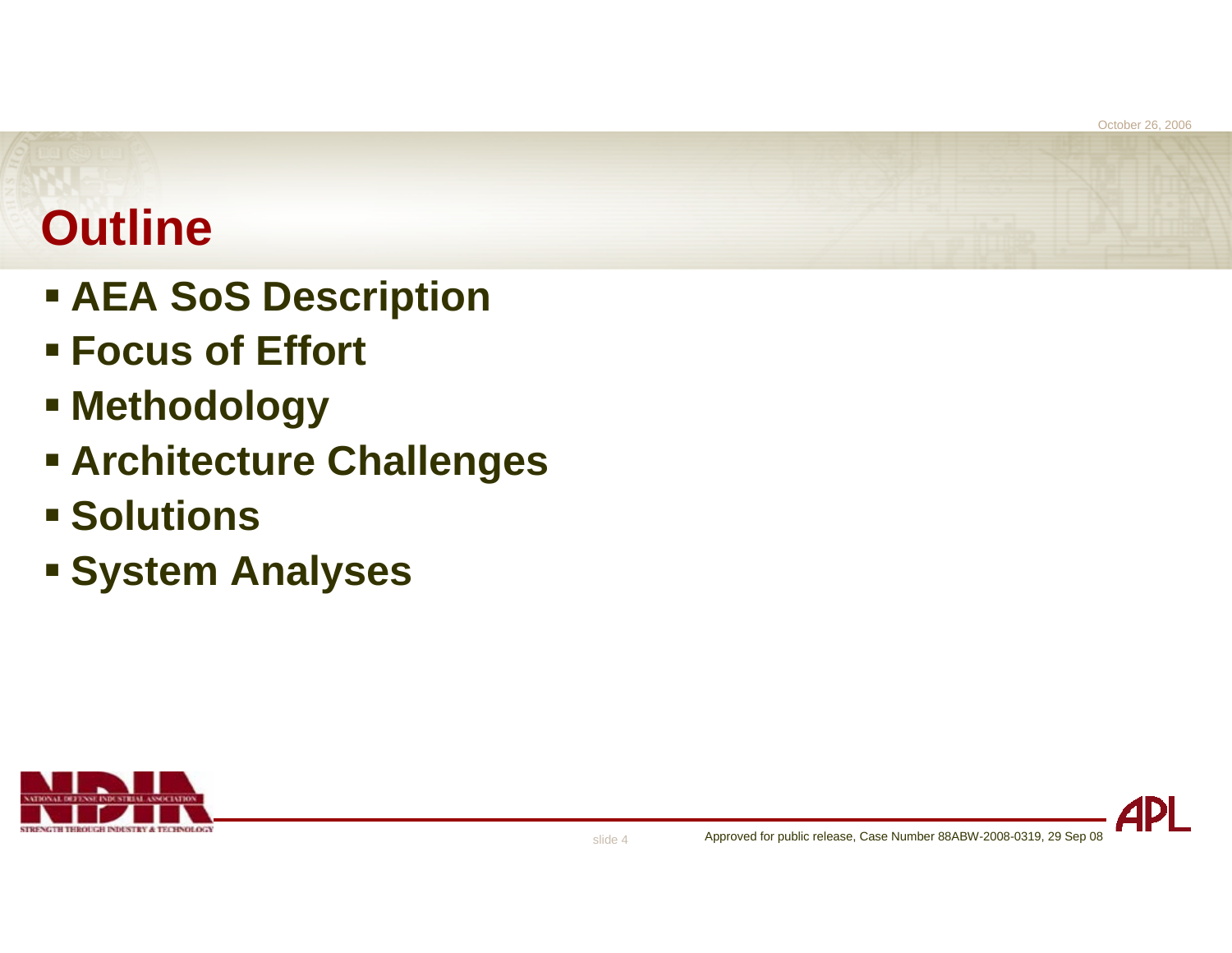# Outline

- **AEA SoS Description**
- **Focus of Effort**
- **Methodology**
- **Architecture Challenges**
- **Solutions**
- **System Analyses**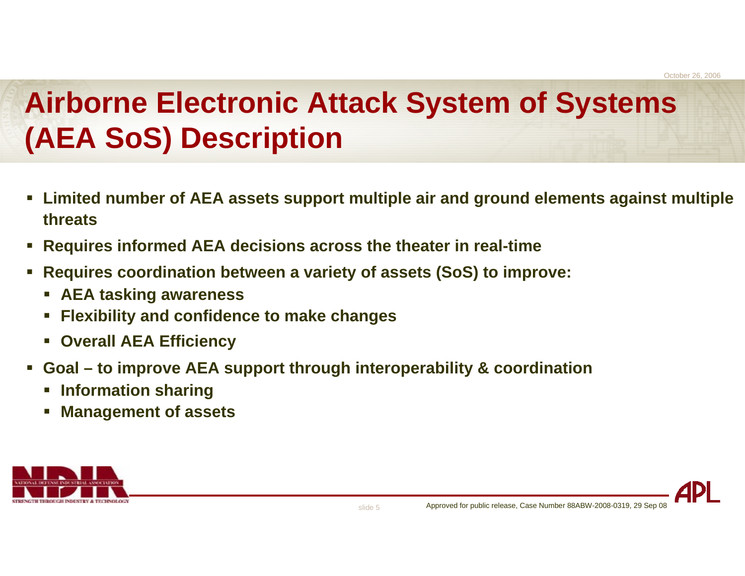# Airborne Electronic Attack System of Systems (AEA SoS) Description

- **Limited number of AEA assets support multiple air and ground elements against multiple threats**
- **Requires informed AEA decisions across the theater in real-time**
- **Requires coordination between a variety of assets (SoS) to improve:**
  - **AEA tasking awareness**
  - **Flexibility and confidence to make changes**
  - **Overall AEA Efficiency**
- **Goal – to improve AEA support through interoperability & coordination**
  - **Information sharing**
  - **Management of assets**

Approved for public release, Case Number 88ABW-2008-0319, 29 Sep 08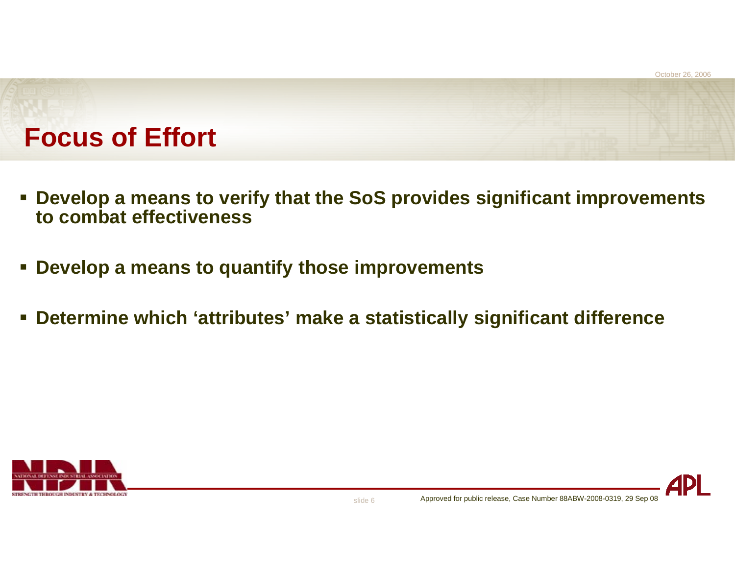# Focus of Effort

- **Develop a means to verify that the SoS provides significant improvements to combat effectiveness**

- **Develop a means to quantify those improvements**

- **Determine which 'attributes' make a statistically significant difference**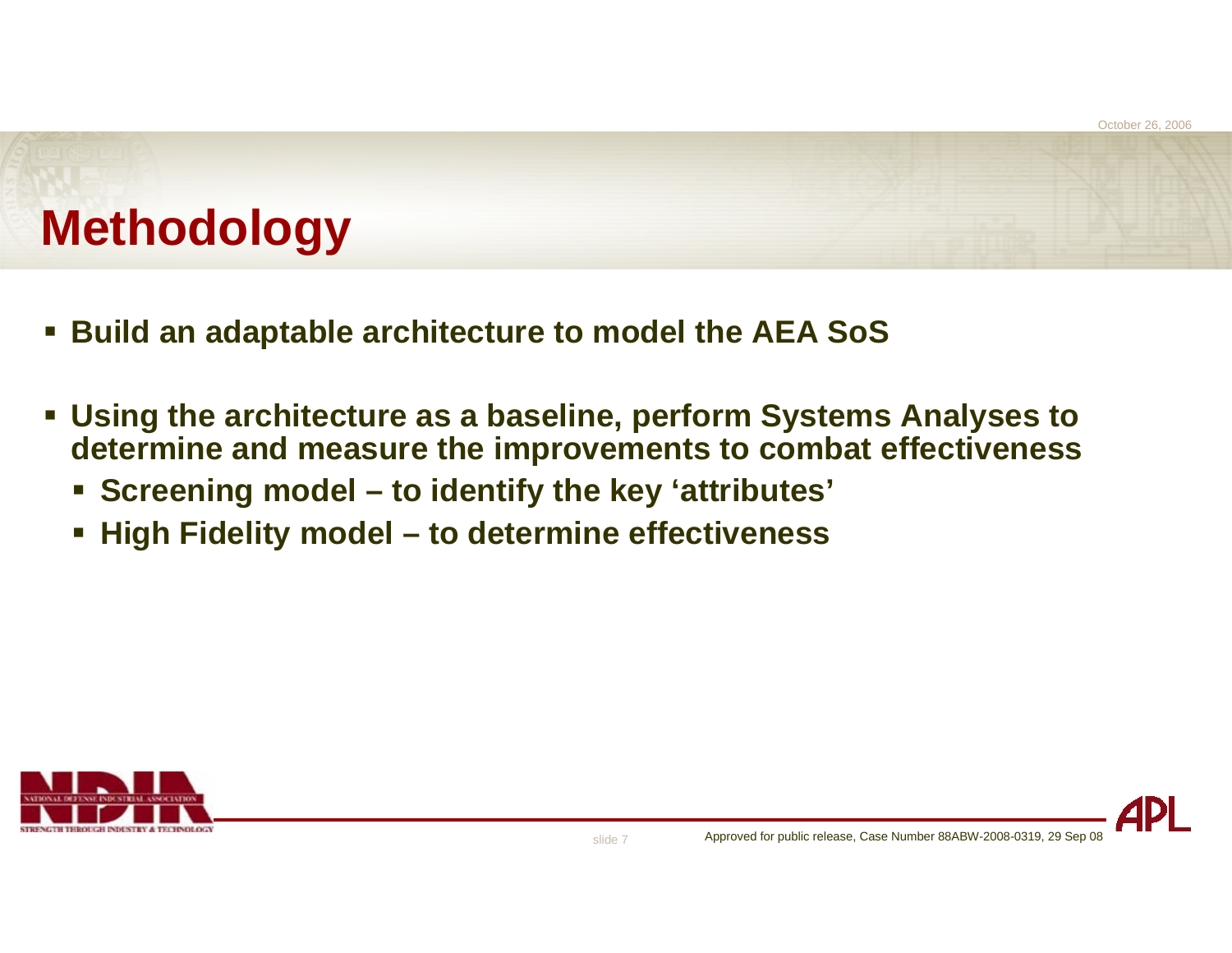# Methodology

- **Build an adaptable architecture to model the AEA SoS**
- **Using the architecture as a baseline, perform Systems Analyses to determine and measure the improvements to combat effectiveness**
  - **Screening model – to identify the key 'attributes'**
  - **High Fidelity model – to determine effectiveness**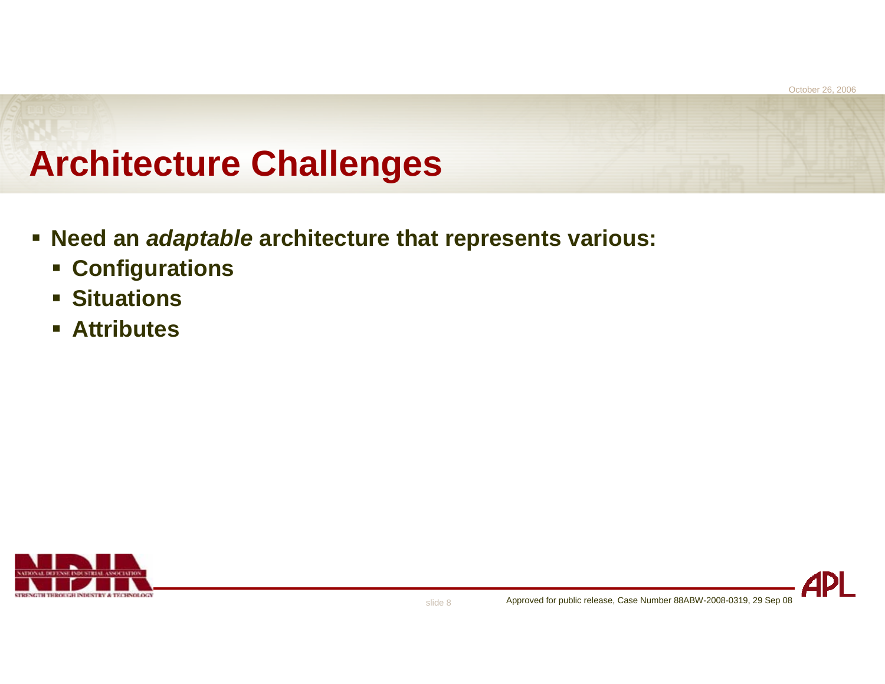# Architecture Challenges

- **Need an *adaptable* architecture that represents various:**
  - **Configurations**
  - **Situations**
  - **Attributes**

Approved for public release, Case Number 88ABW-2008-0319, 29 Sep 08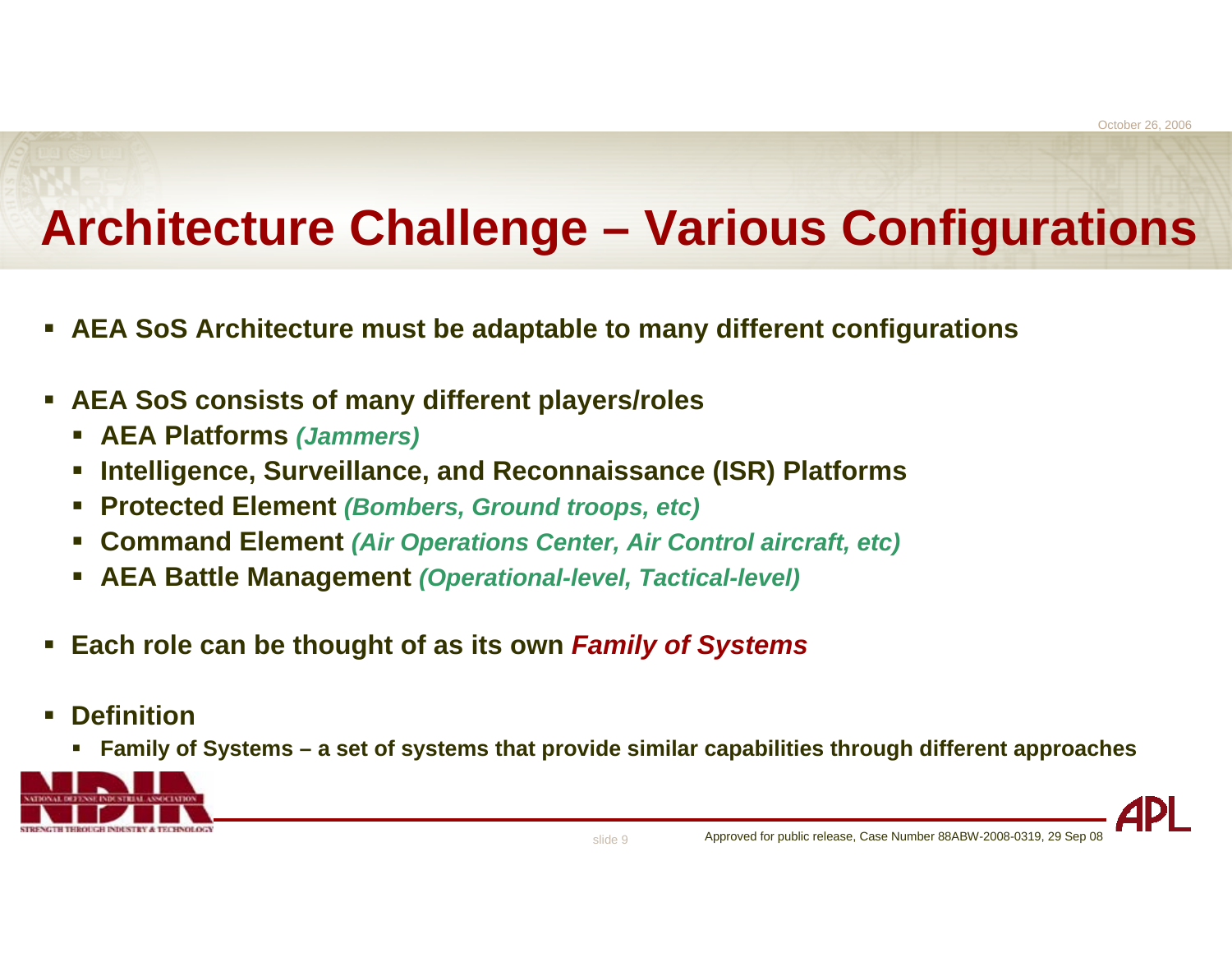# Architecture Challenge – Various Configurations

- **AEA SoS Architecture must be adaptable to many different configurations**
- **AEA SoS consists of many different players/roles**
  - **AEA Platforms** ***(Jammers)***
  - **Intelligence, Surveillance, and Reconnaissance (ISR) Platforms**
  - **Protected Element** ***(Bombers, Ground troops, etc)***
  - **Command Element** ***(Air Operations Center, Air Control aircraft, etc)***
  - **AEA Battle Management** ***(Operational-level, Tactical-level)***
- **Each role can be thought of as its own** ***Family of Systems***
- **Definition**
  - **Family of Systems – a set of systems that provide similar capabilities through different approaches**

Approved for public release, Case Number 88ABW-2008-0319, 29 Sep 08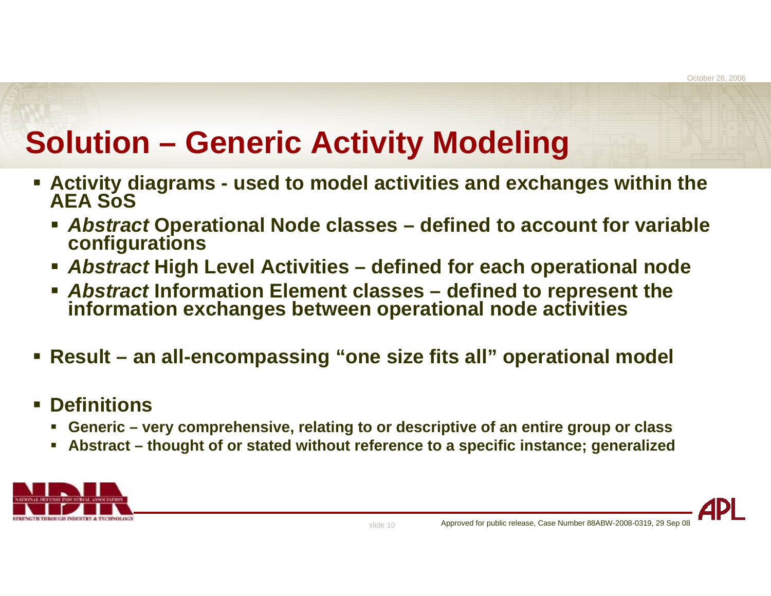# Solution – Generic Activity Modeling

- **Activity diagrams - used to model activities and exchanges within the AEA SoS**
  - ***Abstract* Operational Node classes – defined to account for variable configurations**
  - ***Abstract* High Level Activities – defined for each operational node**
  - ***Abstract* Information Element classes – defined to represent the information exchanges between operational node activities**

- **Result – an all-encompassing "one size fits all" operational model**

- **Definitions**
  - **Generic – very comprehensive, relating to or descriptive of an entire group or class**
  - **Abstract – thought of or stated without reference to a specific instance; generalized**

Approved for public release, Case Number 88ABW-2008-0319, 29 Sep 08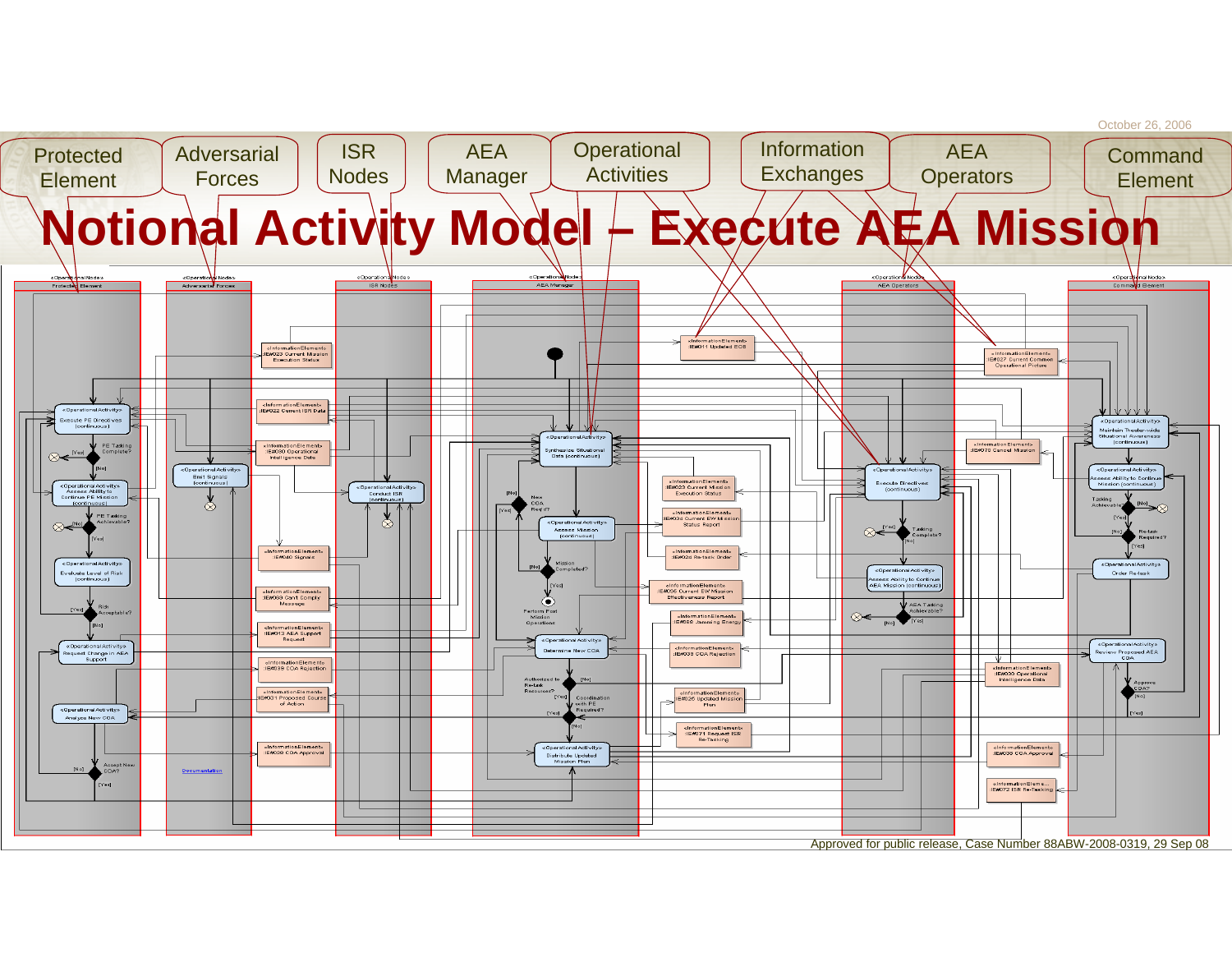October 26, 2006

# Notional Activity Model – Execute AEA Mission

Protected Element · Adversarial Forces · ISR Nodes · AEA Manager · Operational Activities · Information Exchanges · AEA Operators · Command Element

**Swimlanes («OperationalNode»):** Protected Element | Adversarial Forces | ISR Nodes | AEA Manager | AEA Operators | Command Element

**Protected Element**
- «OperationalActivity» Execute PE Directives (continuous)
- PE Tasking Complete? [Yes] / [No]
- «OperationalActivity» Assess Ability to Continue PE Mission (continuous)
- PE Tasking Achievable? [No] / [Yes]
- «OperationalActivity» Evaluate Level of Risk (continuous)
- Risk Acceptable? [Yes] / [No]
- «OperationalActivity» Request Change in AEA Support
- «OperationalActivity» Analyze New COA
- Accept New COA? [No] / [Yes]

**Adversarial Forces**
- «OperationalActivity» Emit Signals (continuous)
- Documentation

**ISR Nodes**
- «OperationalActivity» Conduct ISR (continuous)

**AEA Manager**
- «OperationalActivity» Synthesize Situational Data (continuous)
- New COA Req'd? [No] / [Yes]
- «OperationalActivity» Assess Mission (continuous)
- Mission Completed? [No] / [Yes]
- Perform Post Mission Operations
- «OperationalActivity» Determine New COA
- Authorized to Re-task Resources? [No] / [Yes]
- Coordination with PE Required? [Yes] / [No]
- «OperationalActivity» Distribute Updated Mission Plan

**AEA Operators**
- «OperationalActivity» Execute Directives (continuous)
- Tasking Complete? [Yes] / [No]
- «OperationalActivity» Assess Ability to Continue AEA Mission (continuous)
- AEA Tasking Achievable? [No] / [Yes]

**Command Element**
- «OperationalActivity» Maintain Theater-wide Situational Awareness (continuous)
- «OperationalActivity» Assess Ability to Continue Mission (continuous)
- Tasking Achievable? [No] / [Yes]
- Re-task Required? [No] / [Yes]
- «OperationalActivity» Order Re-task
- «OperationalActivity» Review Proposed AEA COA
- Approve COA? [No] / [Yes]

**«InformationElement»**
- IE#023 Current Mission Execution Status
- IE#022 Current ISR Data
- IE#030 Operational Intelligence Data
- IE#040 Signals
- IE#039 Can't Comply Message
- IE#043 AEA Support Request
- IE#039 COA Rejection
- IE#031 Proposed Course of Action
- IE#038 COA Approval
- IE#011 Updated EOB
- IE#023 Current Mission Execution Status
- IE#020 Current EW Mission Status Report
- IE#026 Re-task Order
- IE#036 Current EW Mission Effectiveness Report
- IE#060 Jamming Energy
- IE#039 COA Rejection
- IE#025 Updated Mission Plan
- IE#071 Request ISR Re-Tasking
- IE#027 Current Common Operational Picture
- IE#070 Cancel Mission
- IE#030 Operational Intelligence Data
- IE#038 COA Approval
- IE#072 ISR Re-Tasking

Approved for public release, Case Number 88ABW-2008-0319, 29 Sep 08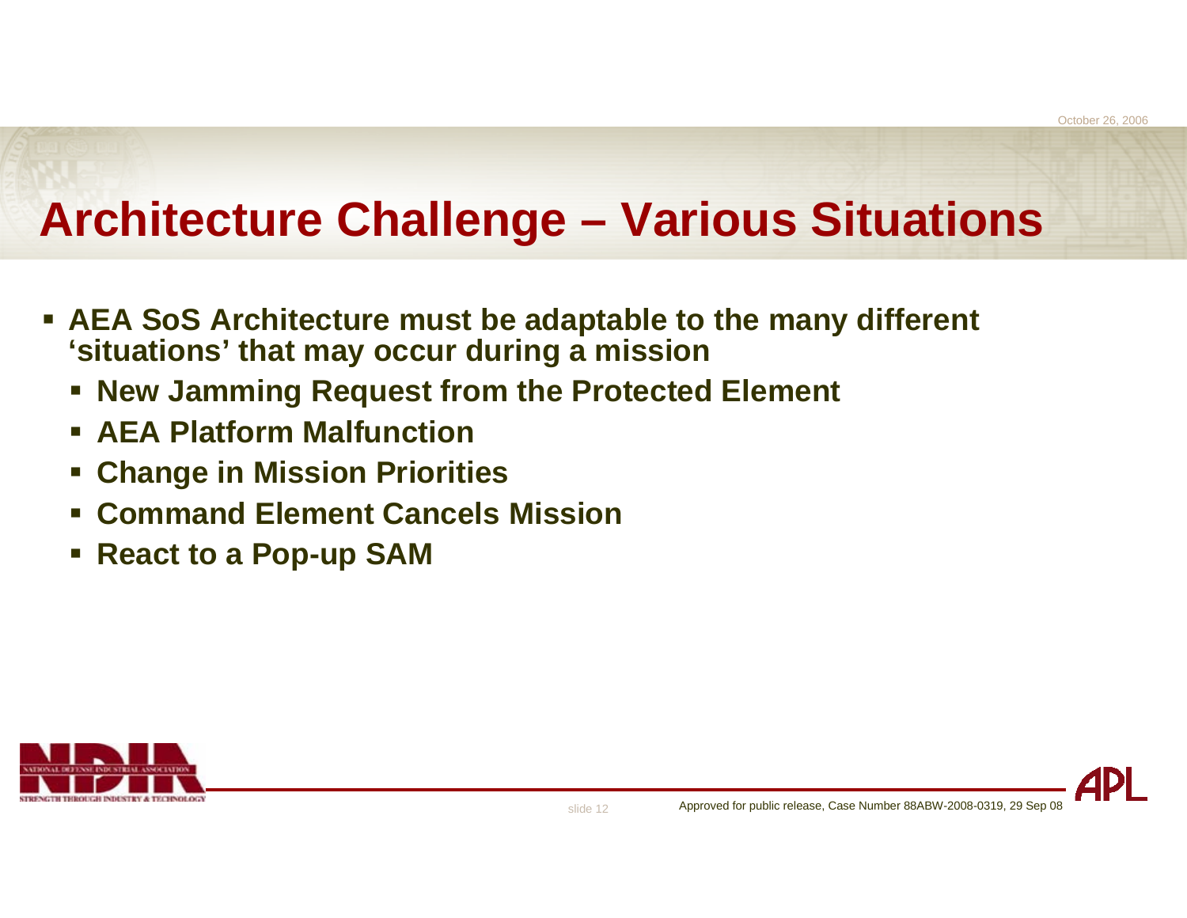# Architecture Challenge – Various Situations

- AEA SoS Architecture must be adaptable to the many different 'situations' that may occur during a mission
  - New Jamming Request from the Protected Element
  - AEA Platform Malfunction
  - Change in Mission Priorities
  - Command Element Cancels Mission
  - React to a Pop-up SAM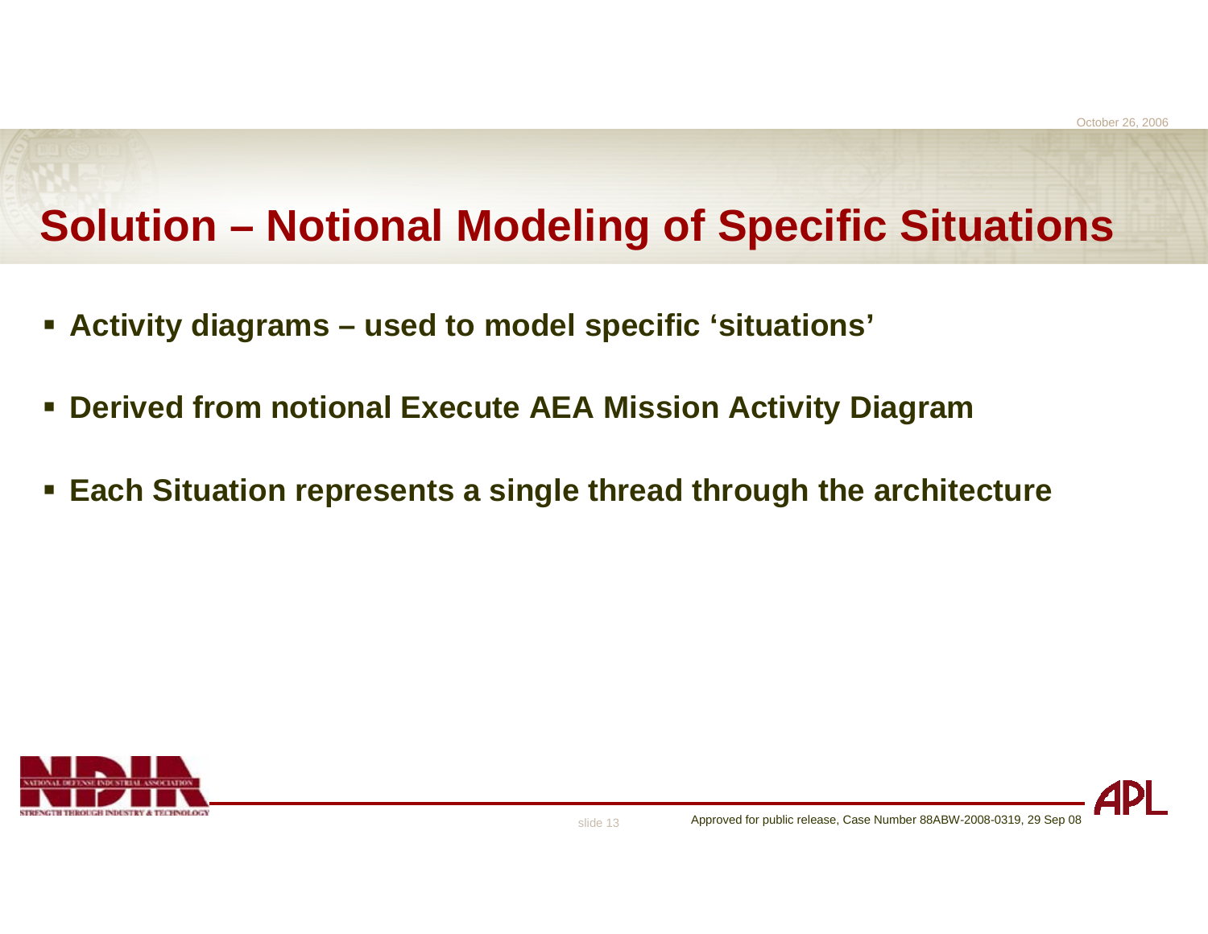# Solution – Notional Modeling of Specific Situations

- **Activity diagrams – used to model specific 'situations'**
- **Derived from notional Execute AEA Mission Activity Diagram**
- **Each Situation represents a single thread through the architecture**

Approved for public release, Case Number 88ABW-2008-0319, 29 Sep 08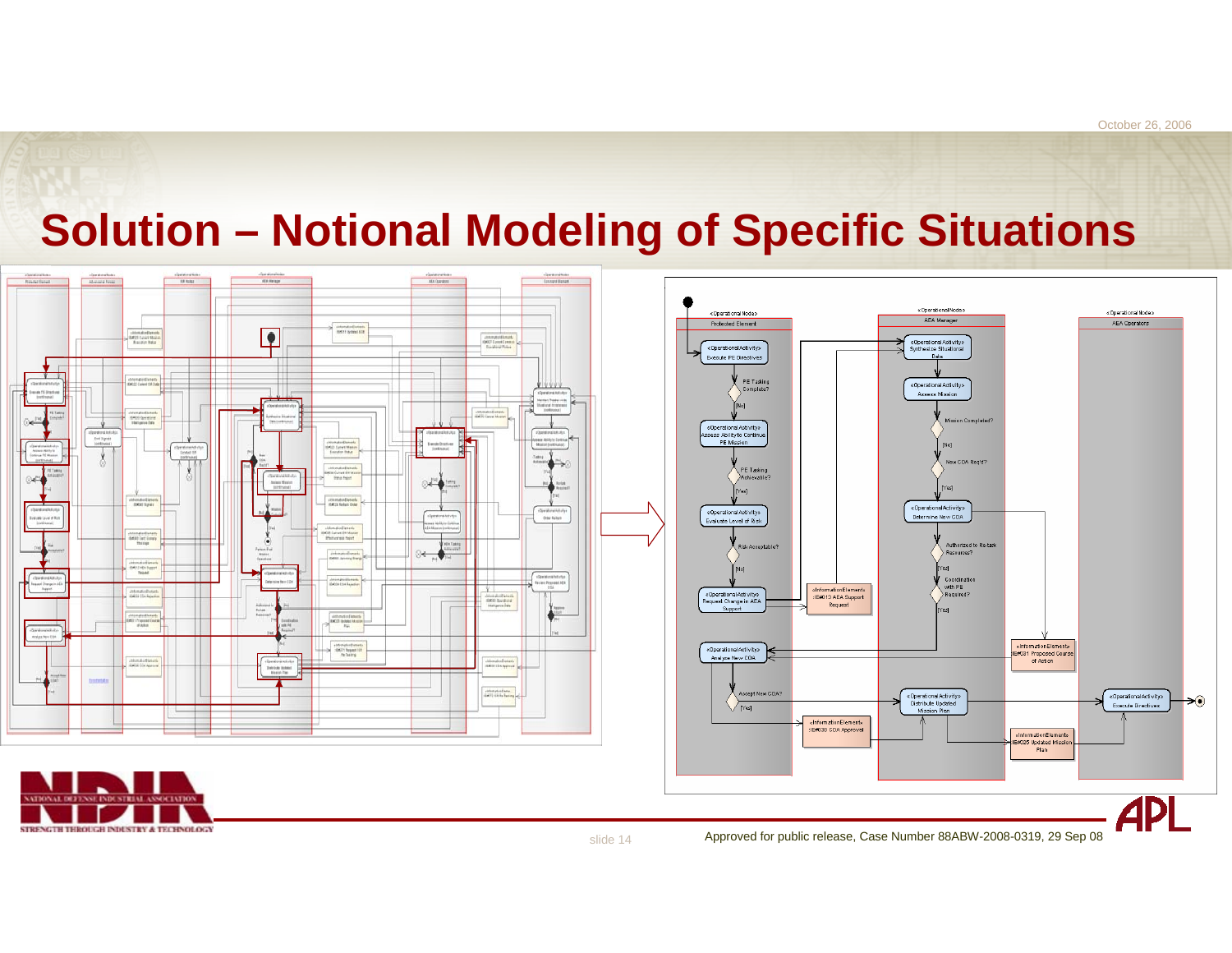# Solution – Notional Modeling of Specific Situations

«OperationalNode» Protected Element

«OperationalNode» AEA Manager

«OperationalNode» AEA Operators

«OperationalActivity» Execute PE Directives

PE Tasking Complete?

[No]

«OperationalActivity» Access Ability to Continue PE Mission

PE Tasking Achievable?

[Yes]

«OperationalActivity» Evaluate Level of Risk

Risk Acceptable?

[No]

«OperationalActivity» Request Change in AEA Support

«InformationElement» :IE#013 AEA Support Request

«OperationalActivity» Analyze New COA

Accept New COA?

[Yes]

«InformationElement» :IE#038 COA Approval

«OperationalActivity» Synthesize Situational Data

«OperationalActivity» Assess Mission

Mission Completed?

[No]

New COA Req'd?

[Yes]

«OperationalActivity» Determine New COA

Authorized to Re-task Resources?

[Yes]

Coordination with PE Required?

[Yes]

«InformationElement» :IE#021 Proposed Course of Action

«OperationalActivity» Distribute Updated Mission Plan

«InformationElement» :IE#025 Updated Mission Plan

«OperationalActivity» Execute Directives

Approved for public release, Case Number 88ABW-2008-0319, 29 Sep 08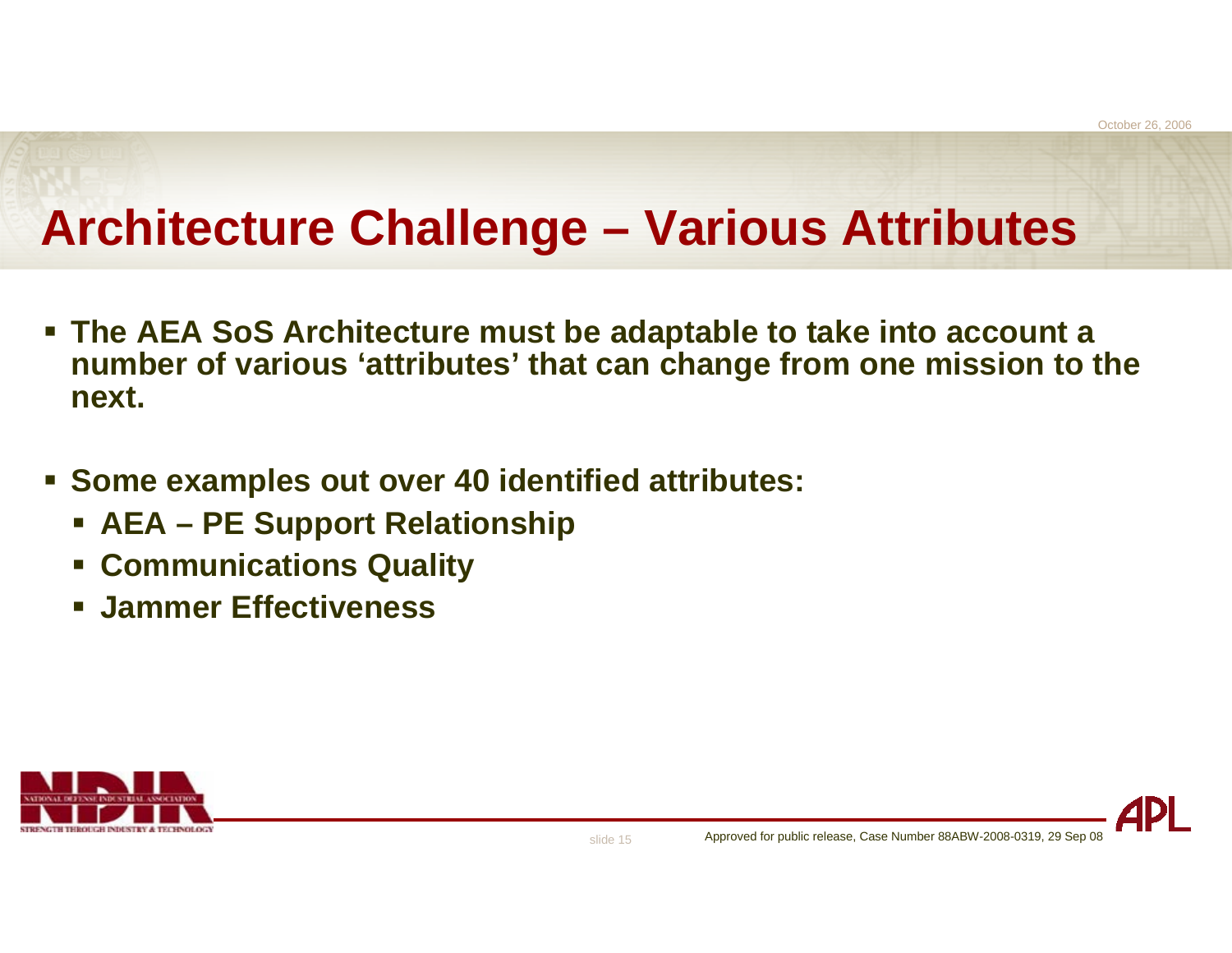# Architecture Challenge – Various Attributes

- The AEA SoS Architecture must be adaptable to take into account a number of various 'attributes' that can change from one mission to the next.
- Some examples out over 40 identified attributes:
  - AEA – PE Support Relationship
  - Communications Quality
  - Jammer Effectiveness

Approved for public release, Case Number 88ABW-2008-0319, 29 Sep 08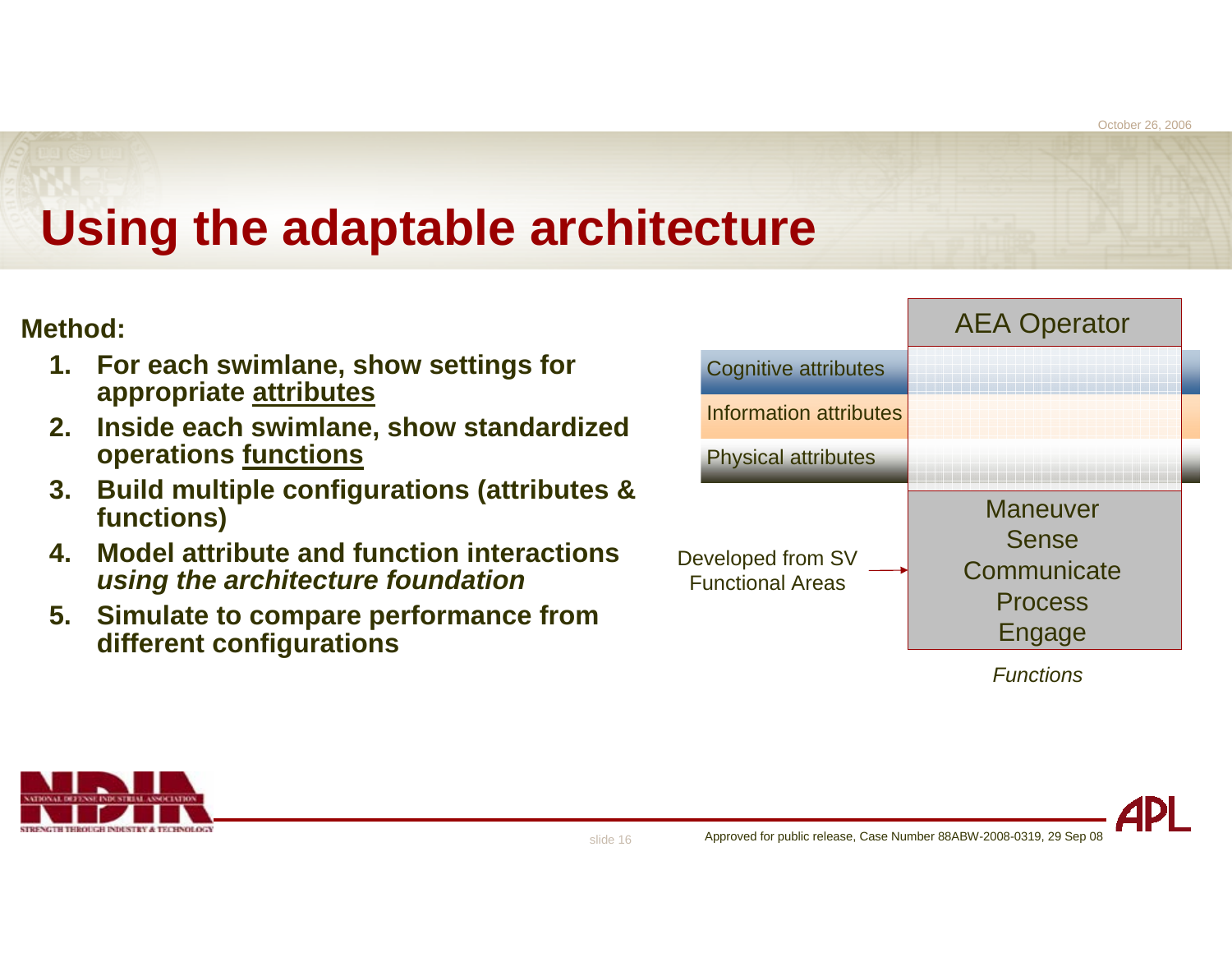# Using the adaptable architecture

**Method:**

1. **For each swimlane, show settings for appropriate <u>attributes</u>**
2. **Inside each swimlane, show standardized operations <u>functions</u>**
3. **Build multiple configurations (attributes & functions)**
4. **Model attribute and function interactions *using the architecture foundation***
5. **Simulate to compare performance from different configurations**

| | AEA Operator |
|---|---|
| Cognitive attributes | |
| Information attributes | |
| Physical attributes | |
| Developed from SV Functional Areas → | Maneuver<br>Sense<br>Communicate<br>Process<br>Engage |

*Functions*

Approved for public release, Case Number 88ABW-2008-0319, 29 Sep 08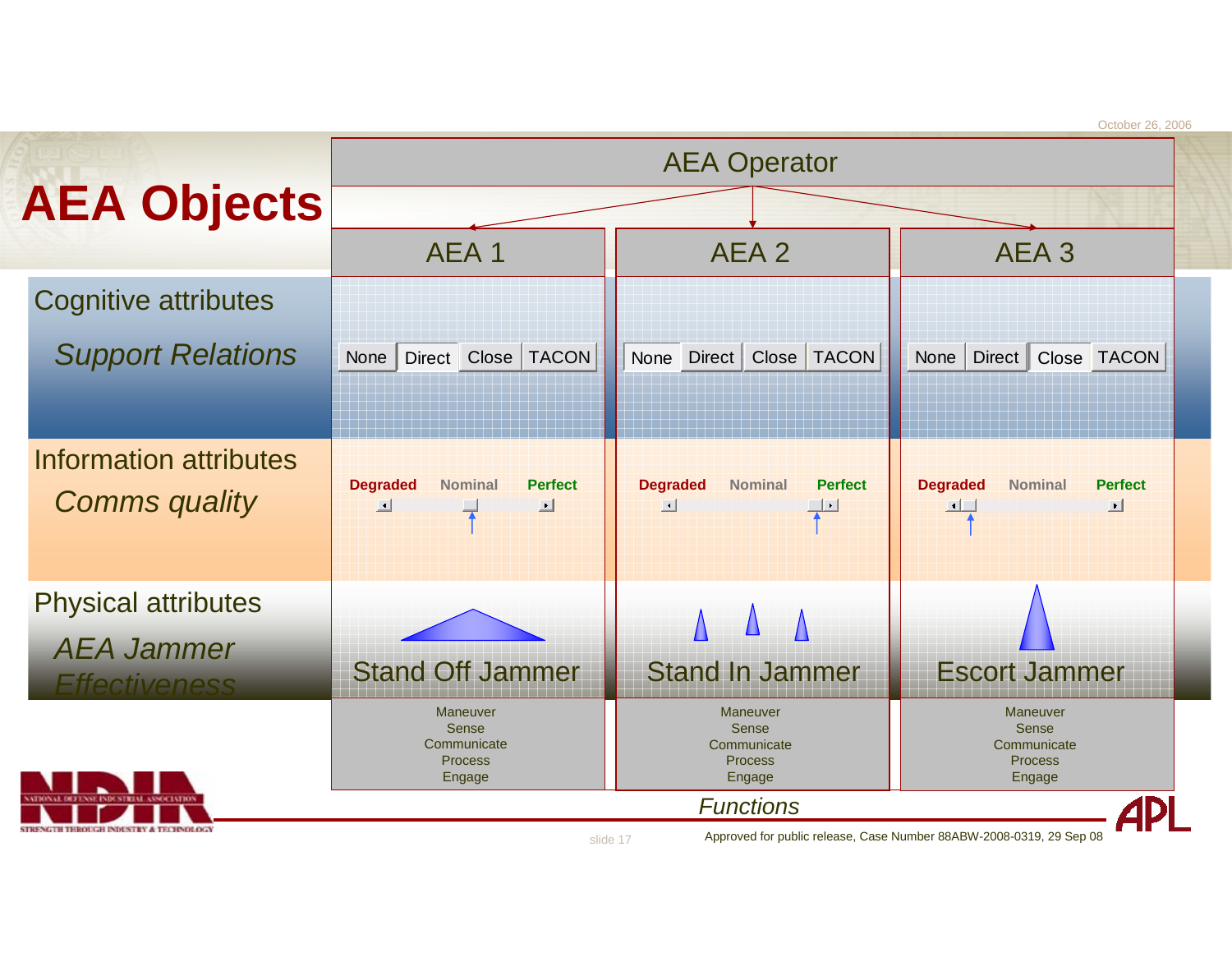# AEA Objects

**AEA Operator**

| | AEA 1 | AEA 2 | AEA 3 |
|---|---|---|---|
| Cognitive attributes — *Support Relations* | None / **Direct** / Close / TACON | **None** / Direct / Close / TACON | None / Direct / **Close** / TACON |
| Information attributes — *Comms quality* (Degraded – Nominal – Perfect) | Nominal | Perfect | Degraded |
| Physical attributes — *AEA Jammer Effectiveness* | Stand Off Jammer | Stand In Jammer | Escort Jammer |
| *Functions* | Maneuver, Sense, Communicate, Process, Engage | Maneuver, Sense, Communicate, Process, Engage | Maneuver, Sense, Communicate, Process, Engage |

Approved for public release, Case Number 88ABW-2008-0319, 29 Sep 08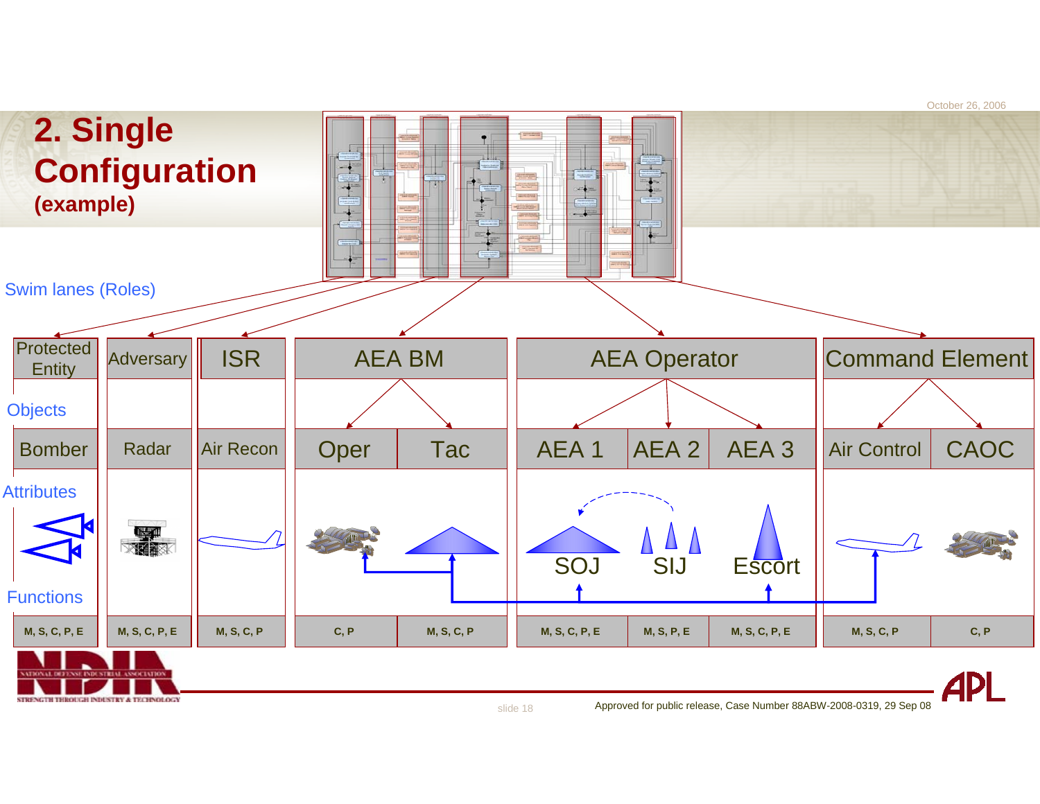# 2. Single Configuration (example)

Swim lanes (Roles)

| Protected Entity | Adversary | ISR | AEA BM | | AEA Operator | | | Command Element | |
|---|---|---|---|---|---|---|---|---|---|
| Bomber | Radar | Air Recon | Oper | Tac | AEA 1 | AEA 2 | AEA 3 | Air Control | CAOC |
| | | | | | SOJ | SIJ | Escort | | |
| M, S, C, P, E | M, S, C, P, E | M, S, C, P | C, P | M, S, C, P | M, S, C, P, E | M, S, P, E | M, S, C, P, E | M, S, C, P | C, P |

Objects

Attributes

Functions

Approved for public release, Case Number 88ABW-2008-0319, 29 Sep 08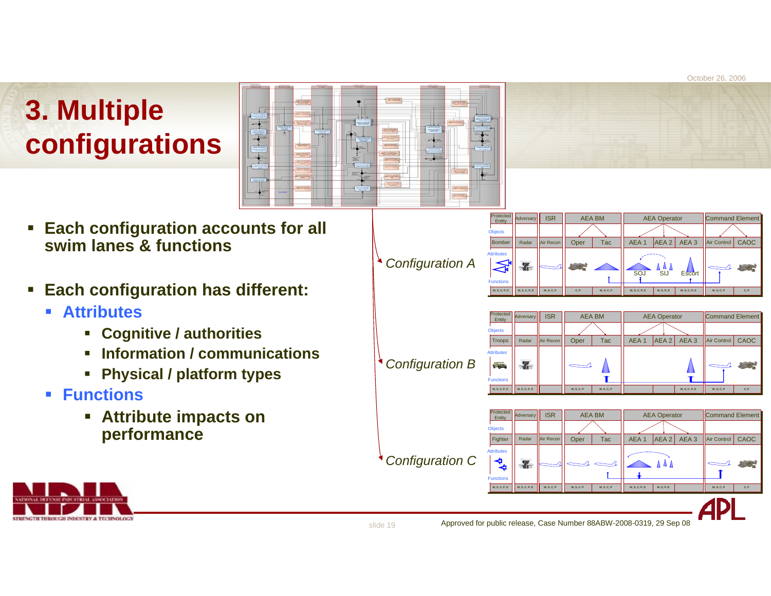# 3. Multiple configurations

- **Each configuration accounts for all swim lanes & functions**
- **Each configuration has different:**
  - **Attributes**
    - **Cognitive / authorities**
    - **Information / communications**
    - **Physical / platform types**
  - **Functions**
    - **Attribute impacts on performance**

*Configuration A*

| Protected Entity | Adversary | ISR | AEA BM | | AEA Operator | | | Command Element | |
|---|---|---|---|---|---|---|---|---|---|
| Bomber | Radar | Air Recon | Oper | Tac | AEA 1 | AEA 2 | AEA 3 | Air Control | CAOC |
| | | | | | SOJ | SIJ | Escort | | |
| M, S, C, P, E | M, S, C, P, E | M, S, C, P | C, P | M, S, C, P | M, S, C, P, E | M, S, P, E | M, S, C, P, E | M, S, C, P | C, P |

*Configuration B*

| Protected Entity | Adversary | ISR | AEA BM | | AEA Operator | | | Command Element | |
|---|---|---|---|---|---|---|---|---|---|
| Troops | Radar | Air Recon | Oper | Tac | AEA 1 | AEA 2 | AEA 3 | Air Control | CAOC |
| M, S, C, P, E | M, S, C, P, E | | M, S, C, P | M, S, C, P | | | M, S, C, P, E | M, S, C, P | C, P |

*Configuration C*

| Protected Entity | Adversary | ISR | AEA BM | | AEA Operator | | | Command Element | |
|---|---|---|---|---|---|---|---|---|---|
| Fighter | Radar | Air Recon | Oper | Tac | AEA 1 | AEA 2 | AEA 3 | Air Control | CAOC |
| M, S, C, P, E | M, S, C, P, E | M, S, C, P | M, S, C, P | M, S, C, P | M, S, C, P, E | M, S, P, E | | M, S, C, P | C, P |

Approved for public release, Case Number 88ABW-2008-0319, 29 Sep 08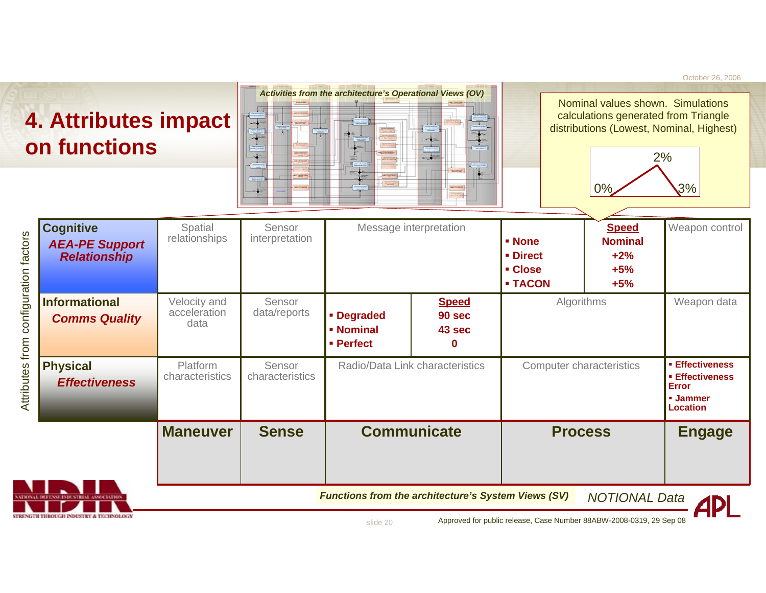# 4. Attributes impact on functions

*Activities from the architecture's Operational Views (OV)*

Nominal values shown. Simulations calculations generated from Triangle distributions (Lowest, Nominal, Highest)

0% 2% 3%

Attributes from configuration factors

| | Maneuver | Sense | Communicate | | Process | | Engage |
|---|---|---|---|---|---|---|---|
| **Cognitive** ***AEA-PE Support Relationship*** | Spatial relationships | Sensor interpretation | Message interpretation | | **▪ None** **▪ Direct** **▪ Close** **▪ TACON** | **Speed** **Nominal** **+2%** **+5%** **+5%** | Weapon control |
| **Informational** ***Comms Quality*** | Velocity and acceleration data | Sensor data/reports | **▪ Degraded** **▪ Nominal** **▪ Perfect** | **Speed** **90 sec** **43 sec** **0** | Algorithms | | Weapon data |
| **Physical** ***Effectiveness*** | Platform characteristics | Sensor characteristics | Radio/Data Link characteristics | | Computer characteristics | | **▪ Effectiveness** **▪ Effectiveness Error** **▪ Jammer Location** |

*Functions from the architecture's System Views (SV)*

*NOTIONAL Data*

October 26, 2006

Approved for public release, Case Number 88ABW-2008-0319, 29 Sep 08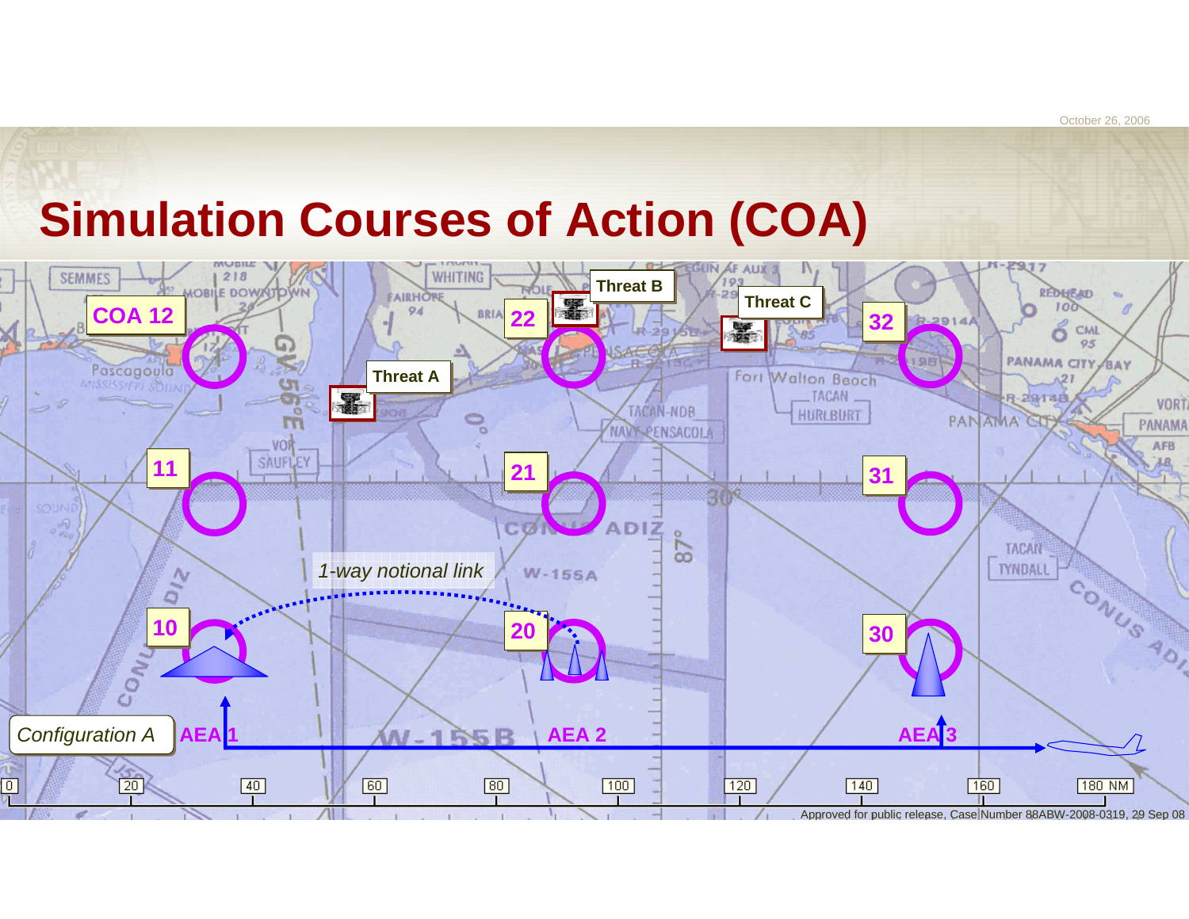# Simulation Courses of Action (COA)

COA 12

22

Threat B

Threat C

32

Threat A

11

21

31

*1-way notional link*

10

20

30

*Configuration A*

AEA 1

AEA 2

AEA 3

0 | 20 | 40 | 60 | 80 | 100 | 120 | 140 | 160 | 180 NM

Approved for public release, Case Number 88ABW-2008-0319, 29 Sep 08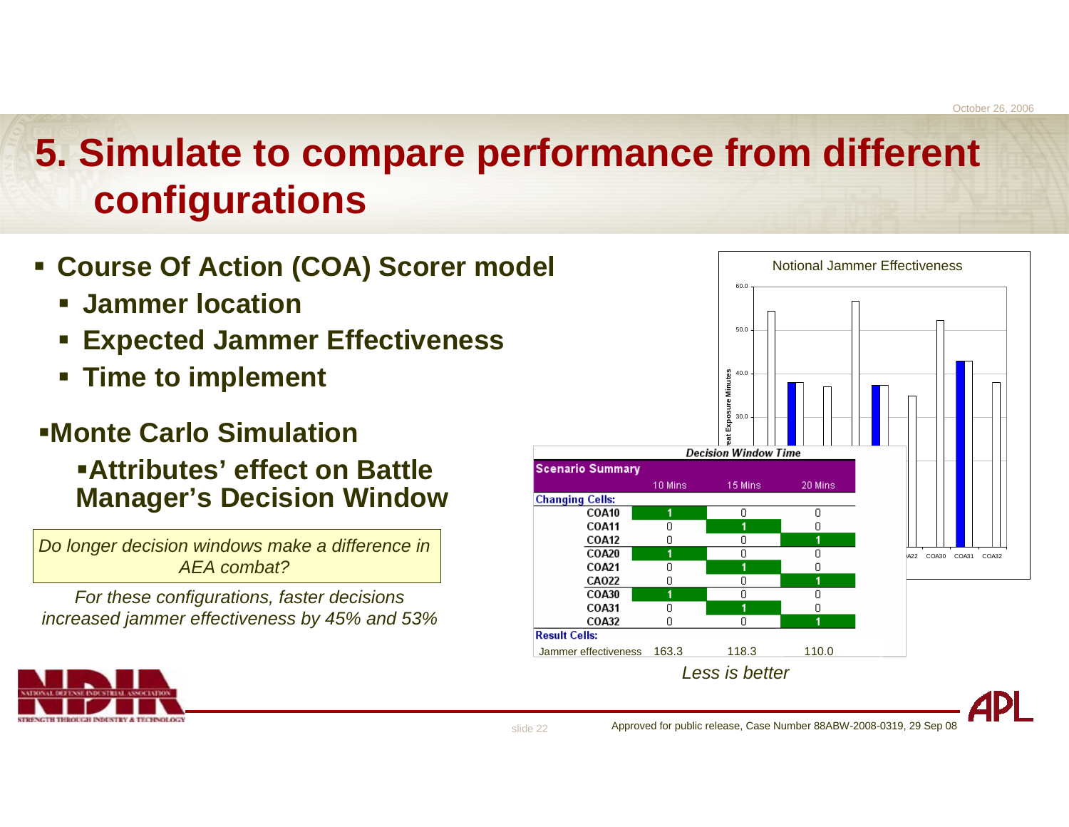# 5. Simulate to compare performance from different configurations

- **Course Of Action (COA) Scorer model**
  - **Jammer location**
  - **Expected Jammer Effectiveness**
  - **Time to implement**
- **Monte Carlo Simulation**
  - **Attributes' effect on Battle Manager's Decision Window**

*Do longer decision windows make a difference in AEA combat?*

*For these configurations, faster decisions increased jammer effectiveness by 45% and 53%*

Notional Jammer Effectiveness

**Decision Window Time**

| Scenario Summary | 10 Mins | 15 Mins | 20 Mins |
|---|---|---|---|
| **Changing Cells:** | | | |
| COA10 | 1 | 0 | 0 |
| COA11 | 0 | 1 | 0 |
| COA12 | 0 | 0 | 1 |
| COA20 | 1 | 0 | 0 |
| COA21 | 0 | 1 | 0 |
| CAO22 | 0 | 0 | 1 |
| COA30 | 1 | 0 | 0 |
| COA31 | 0 | 1 | 0 |
| COA32 | 0 | 0 | 1 |
| **Result Cells:** | | | |
| Jammer effectiveness | 163.3 | 118.3 | 110.0 |

*Less is better*

Approved for public release, Case Number 88ABW-2008-0319, 29 Sep 08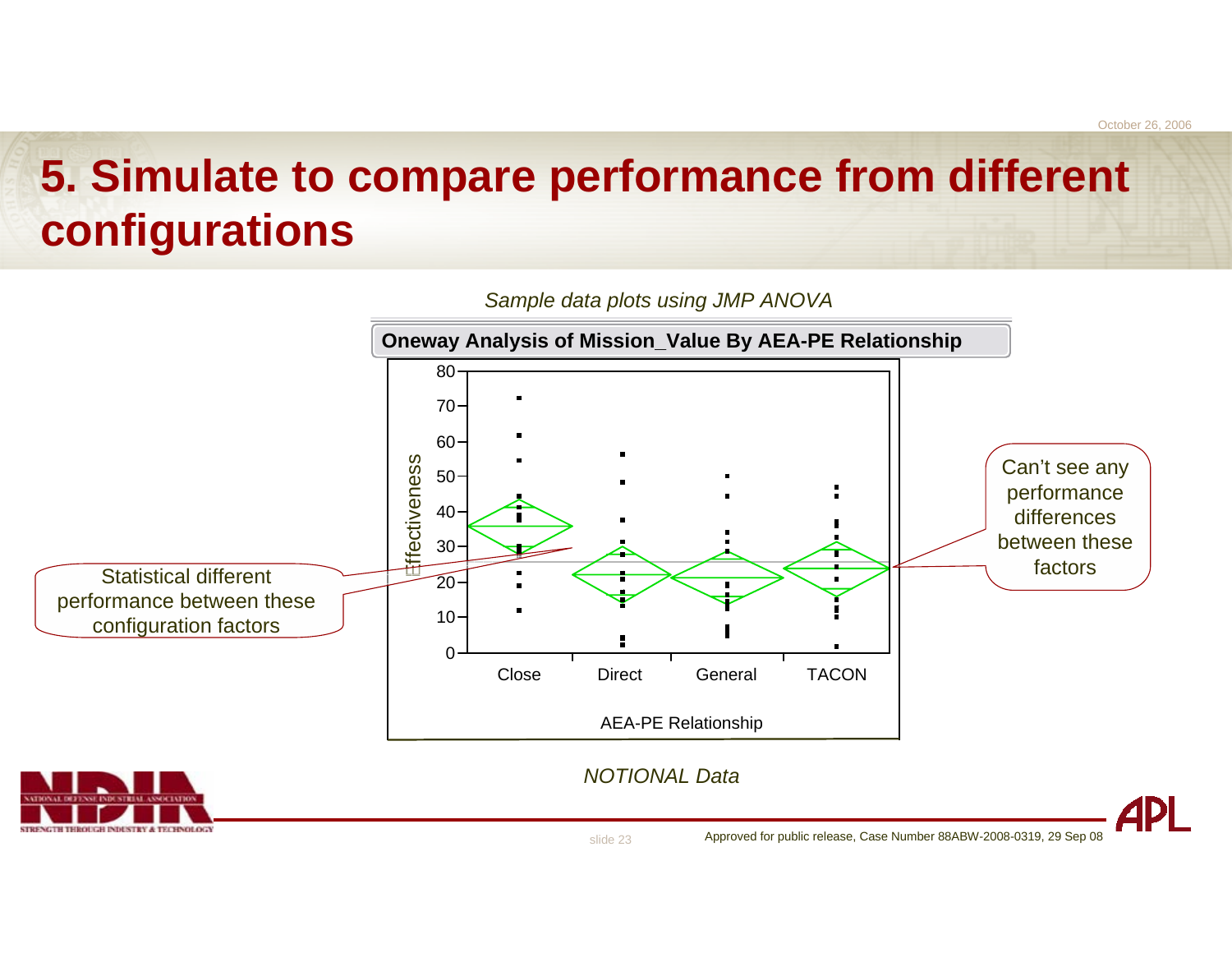# 5. Simulate to compare performance from different configurations

*Sample data plots using JMP ANOVA*

**Oneway Analysis of Mission_Value By AEA-PE Relationship**

Effectiveness

80
70
60
50
40
30
20
10
0

Close Direct General TACON

AEA-PE Relationship

Statistical different performance between these configuration factors

Can't see any performance differences between these factors

*NOTIONAL Data*

Approved for public release, Case Number 88ABW-2008-0319, 29 Sep 08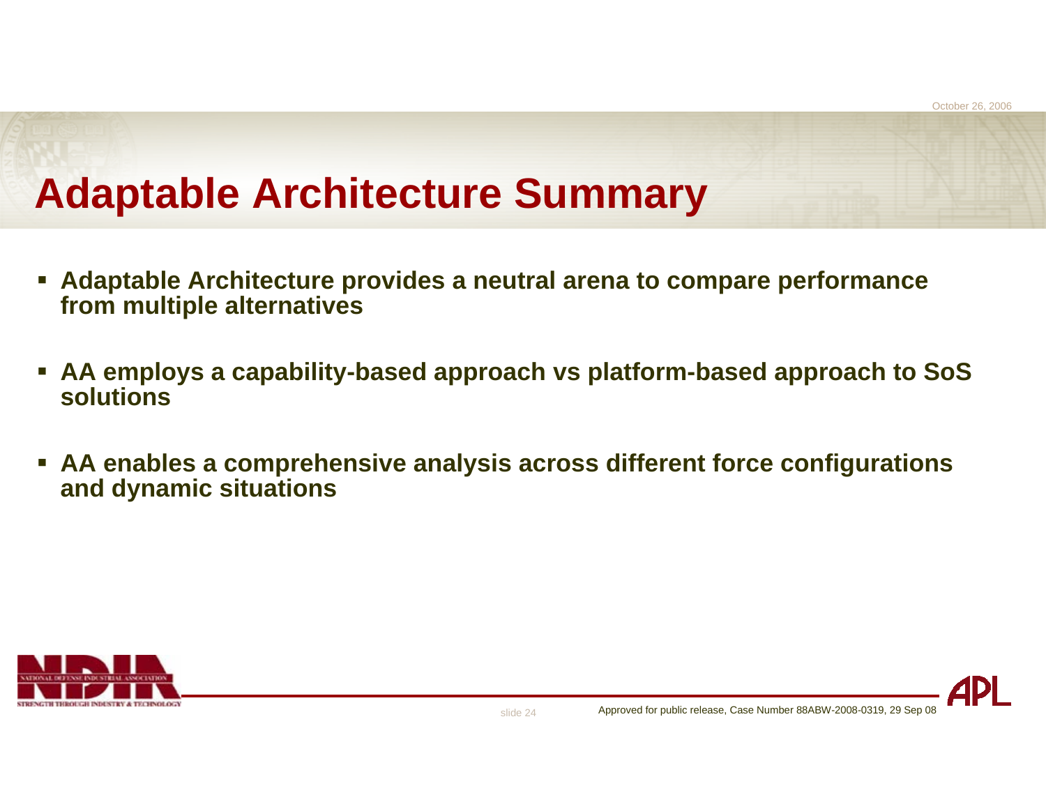# Adaptable Architecture Summary

- **Adaptable Architecture provides a neutral arena to compare performance from multiple alternatives**
- **AA employs a capability-based approach vs platform-based approach to SoS solutions**
- **AA enables a comprehensive analysis across different force configurations and dynamic situations**

Approved for public release, Case Number 88ABW-2008-0319, 29 Sep 08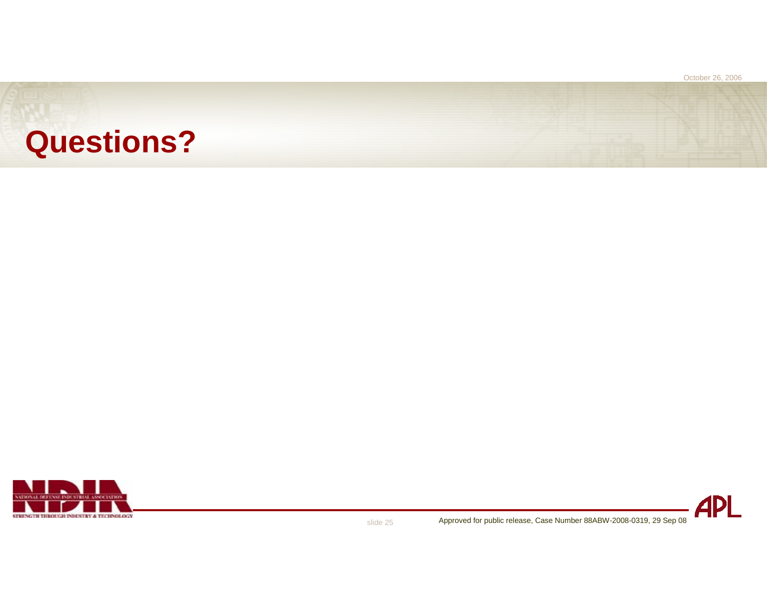# Questions?

Approved for public release, Case Number 88ABW-2008-0319, 29 Sep 08